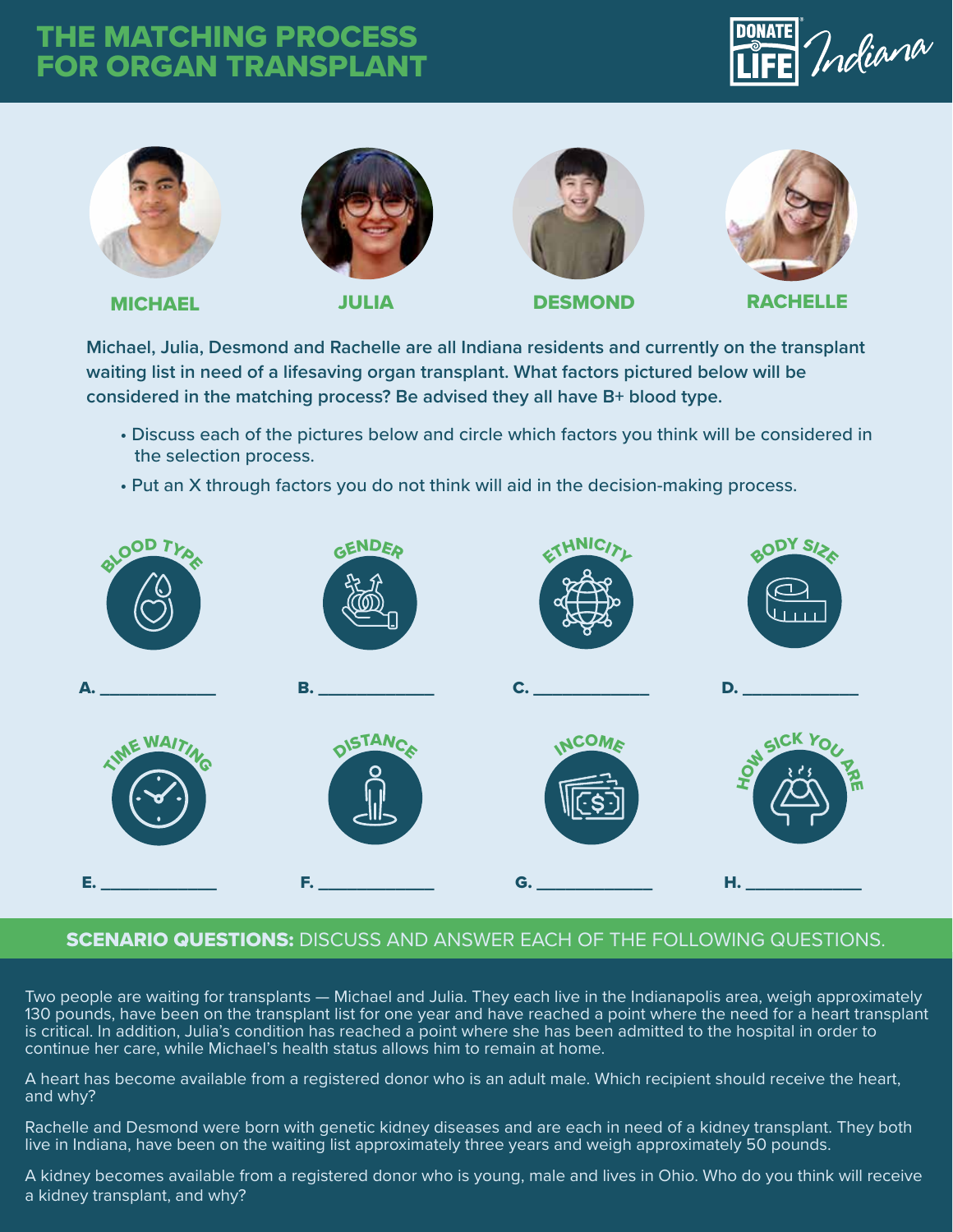# THE MATCHING PROCESS FOR ORGAN TRANSPLANT

DONATE LIFE Indiana

**MICHAEL** **JULIA** **DESMOND** **RACHELLE**

**Michael, Julia, Desmond and Rachelle are all Indiana residents and currently on the transplant waiting list in need of a lifesaving organ transplant. What factors pictured below will be considered in the matching process? Be advised they all have B+ blood type.**

- Discuss each of the pictures below and circle which factors you think will be considered in the selection process.
- Put an X through factors you do not think will aid in the decision-making process.

BLOOD TYPE

**A.** ______________

GENDER

**B.** ______________

ETHNICITY

**C.** ______________

BODY SIZE

**D.** ______________

TIME WAITING

**E.** ______________

DISTANCE

**F.** ______________

INCOME

**G.** ______________

HOW SICK YOU ARE

**H.** ______________

## SCENARIO QUESTIONS: DISCUSS AND ANSWER EACH OF THE FOLLOWING QUESTIONS.

Two people are waiting for transplants — Michael and Julia. They each live in the Indianapolis area, weigh approximately 130 pounds, have been on the transplant list for one year and have reached a point where the need for a heart transplant is critical. In addition, Julia's condition has reached a point where she has been admitted to the hospital in order to continue her care, while Michael's health status allows him to remain at home.

A heart has become available from a registered donor who is an adult male. Which recipient should receive the heart, and why?

Rachelle and Desmond were born with genetic kidney diseases and are each in need of a kidney transplant. They both live in Indiana, have been on the waiting list approximately three years and weigh approximately 50 pounds.

A kidney becomes available from a registered donor who is young, male and lives in Ohio. Who do you think will receive a kidney transplant, and why?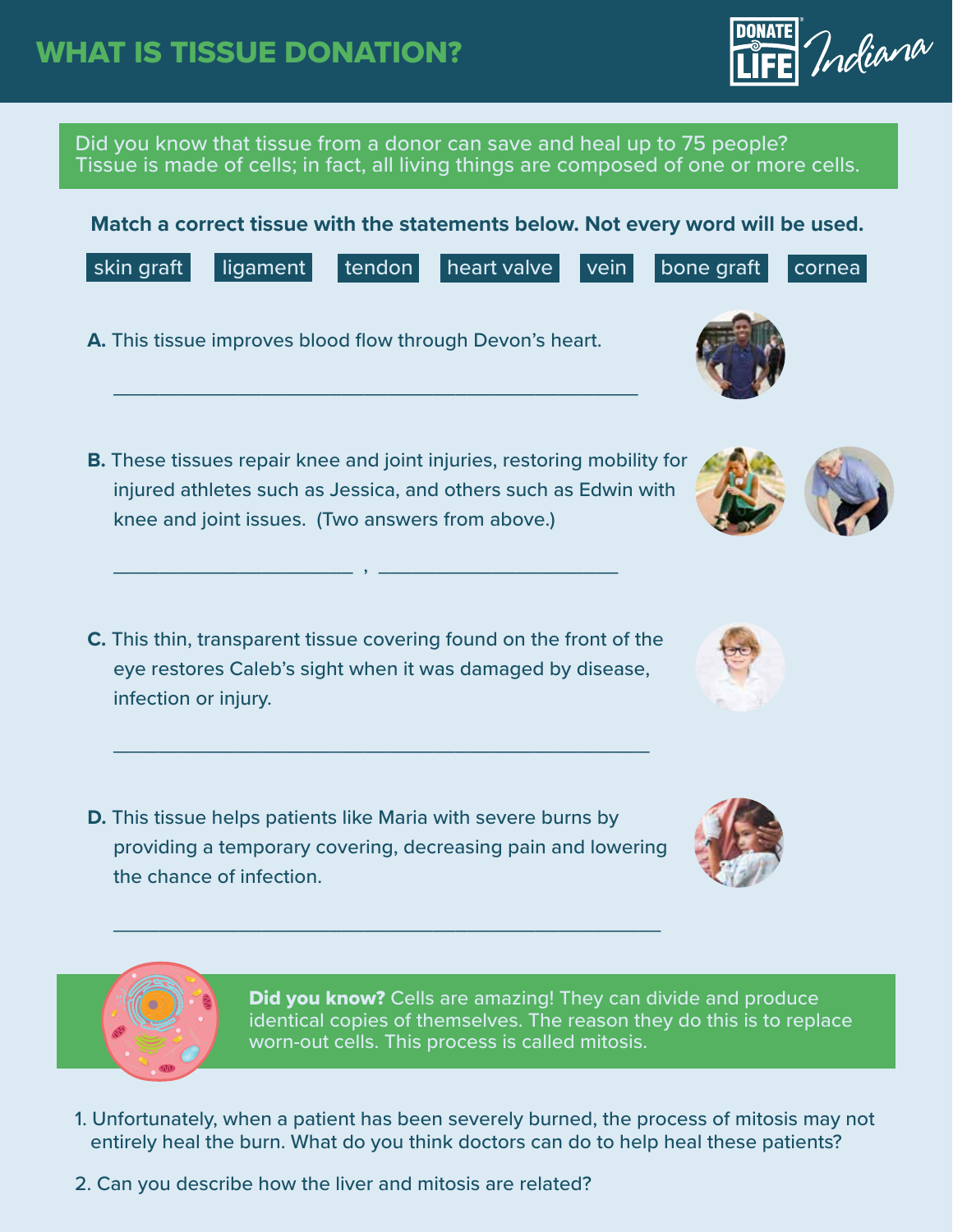# WHAT IS TISSUE DONATION?

DONATE LIFE Indiana

Did you know that tissue from a donor can save and heal up to 75 people? Tissue is made of cells; in fact, all living things are composed of one or more cells.

**Match a correct tissue with the statements below. Not every word will be used.**

skin graft | ligament | tendon | heart valve | vein | bone graft | cornea

**A.** This tissue improves blood flow through Devon's heart.

______________________________________________

**B.** These tissues repair knee and joint injuries, restoring mobility for injured athletes such as Jessica, and others such as Edwin with knee and joint issues. (Two answers from above.)

_____________________ , _____________________

**C.** This thin, transparent tissue covering found on the front of the eye restores Caleb's sight when it was damaged by disease, infection or injury.

______________________________________________

**D.** This tissue helps patients like Maria with severe burns by providing a temporary covering, decreasing pain and lowering the chance of infection.

______________________________________________

**Did you know?** Cells are amazing! They can divide and produce identical copies of themselves. The reason they do this is to replace worn-out cells. This process is called mitosis.

1. Unfortunately, when a patient has been severely burned, the process of mitosis may not entirely heal the burn. What do you think doctors can do to help heal these patients?
2. Can you describe how the liver and mitosis are related?